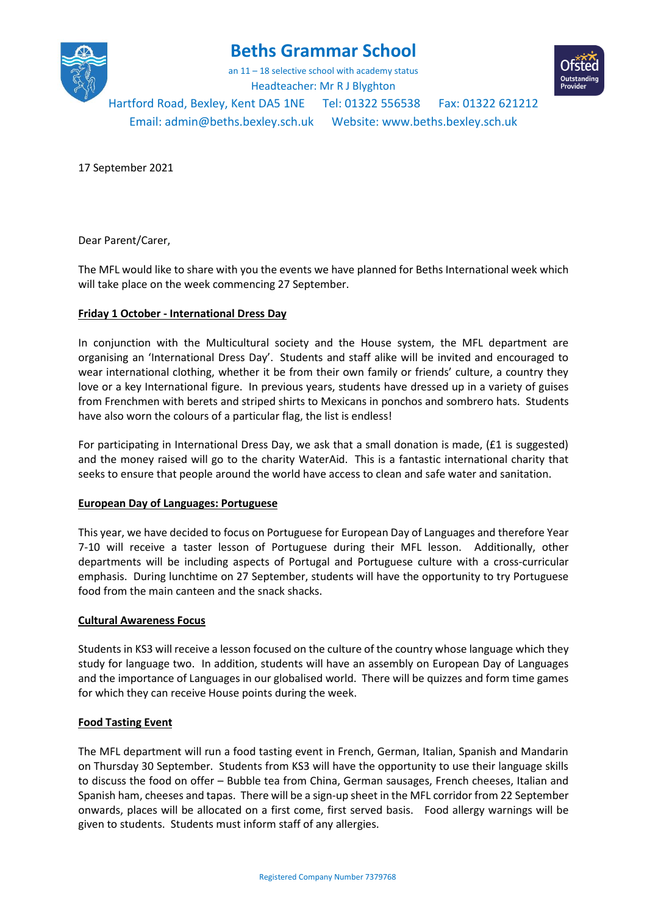# Beths Grammar School

an 11 – 18 selective school with academy status
Headteacher: Mr R J Blyghton
Hartford Road, Bexley, Kent DA5 1NE Tel: 01322 556538 Fax: 01322 621212
Email: admin@beths.bexley.sch.uk Website: www.beths.bexley.sch.uk

17 September 2021

Dear Parent/Carer,

The MFL would like to share with you the events we have planned for Beths International week which will take place on the week commencing 27 September.

**Friday 1 October - International Dress Day**

In conjunction with the Multicultural society and the House system, the MFL department are organising an 'International Dress Day'. Students and staff alike will be invited and encouraged to wear international clothing, whether it be from their own family or friends' culture, a country they love or a key International figure. In previous years, students have dressed up in a variety of guises from Frenchmen with berets and striped shirts to Mexicans in ponchos and sombrero hats. Students have also worn the colours of a particular flag, the list is endless!

For participating in International Dress Day, we ask that a small donation is made, (£1 is suggested) and the money raised will go to the charity WaterAid. This is a fantastic international charity that seeks to ensure that people around the world have access to clean and safe water and sanitation.

**European Day of Languages: Portuguese**

This year, we have decided to focus on Portuguese for European Day of Languages and therefore Year 7-10 will receive a taster lesson of Portuguese during their MFL lesson. Additionally, other departments will be including aspects of Portugal and Portuguese culture with a cross-curricular emphasis. During lunchtime on 27 September, students will have the opportunity to try Portuguese food from the main canteen and the snack shacks.

**Cultural Awareness Focus**

Students in KS3 will receive a lesson focused on the culture of the country whose language which they study for language two. In addition, students will have an assembly on European Day of Languages and the importance of Languages in our globalised world. There will be quizzes and form time games for which they can receive House points during the week.

**Food Tasting Event**

The MFL department will run a food tasting event in French, German, Italian, Spanish and Mandarin on Thursday 30 September. Students from KS3 will have the opportunity to use their language skills to discuss the food on offer – Bubble tea from China, German sausages, French cheeses, Italian and Spanish ham, cheeses and tapas. There will be a sign-up sheet in the MFL corridor from 22 September onwards, places will be allocated on a first come, first served basis. Food allergy warnings will be given to students. Students must inform staff of any allergies.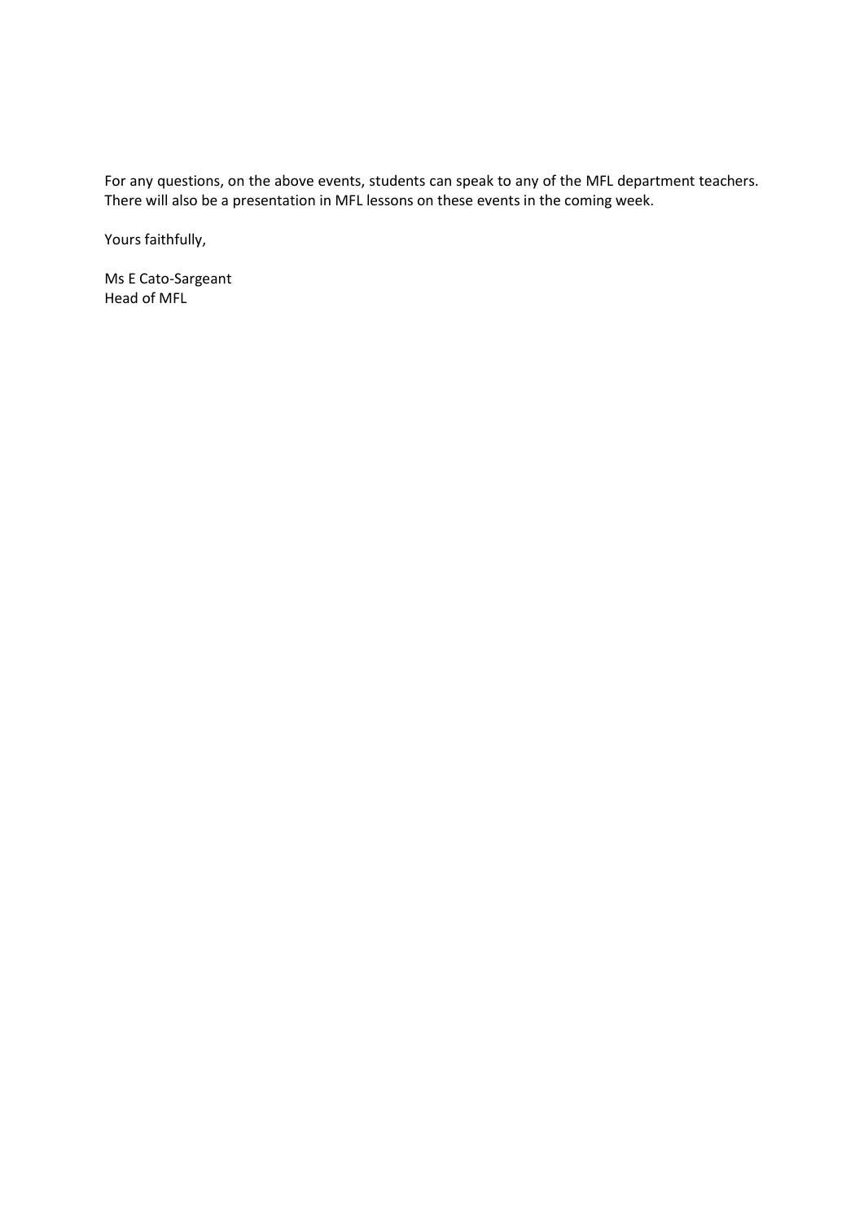For any questions, on the above events, students can speak to any of the MFL department teachers. There will also be a presentation in MFL lessons on these events in the coming week.

Yours faithfully,

Ms E Cato-Sargeant
Head of MFL